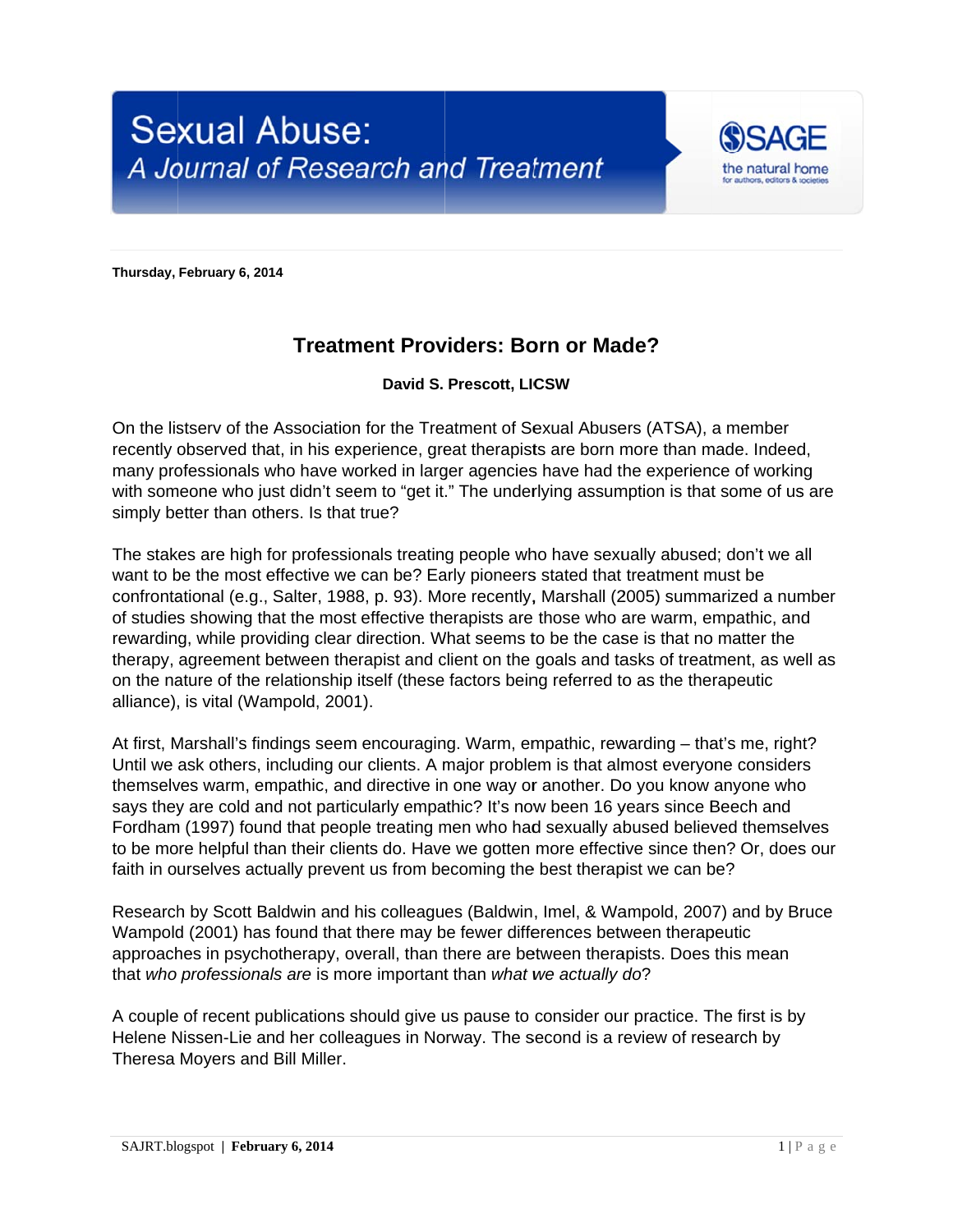Sexual Abuse: A Journal of Research and Treatment

**Thursday, February 6, 2014**

# Treatment Providers: Born or Made?

**David S. Prescott, LICSW**

On the listserv of the Association for the Treatment of Sexual Abusers (ATSA), a member recently observed that, in his experience, great therapists are born more than made. Indeed, many professionals who have worked in larger agencies have had the experience of working with someone who just didn't seem to "get it." The underlying assumption is that some of us are simply better than others. Is that true?

The stakes are high for professionals treating people who have sexually abused; don't we all want to be the most effective we can be? Early pioneers stated that treatment must be confrontational (e.g., Salter, 1988, p. 93). More recently, Marshall (2005) summarized a number of studies showing that the most effective therapists are those who are warm, empathic, and rewarding, while providing clear direction. What seems to be the case is that no matter the therapy, agreement between therapist and client on the goals and tasks of treatment, as well as on the nature of the relationship itself (these factors being referred to as the therapeutic alliance), is vital (Wampold, 2001).

At first, Marshall's findings seem encouraging. Warm, empathic, rewarding – that's me, right? Until we ask others, including our clients. A major problem is that almost everyone considers themselves warm, empathic, and directive in one way or another. Do you know anyone who says they are cold and not particularly empathic? It's now been 16 years since Beech and Fordham (1997) found that people treating men who had sexually abused believed themselves to be more helpful than their clients do. Have we gotten more effective since then? Or, does our faith in ourselves actually prevent us from becoming the best therapist we can be?

Research by Scott Baldwin and his colleagues (Baldwin, Imel, & Wampold, 2007) and by Bruce Wampold (2001) has found that there may be fewer differences between therapeutic approaches in psychotherapy, overall, than there are between therapists. Does this mean that *who professionals are* is more important than *what we actually do*?

A couple of recent publications should give us pause to consider our practice. The first is by Helene Nissen-Lie and her colleagues in Norway. The second is a review of research by Theresa Moyers and Bill Miller.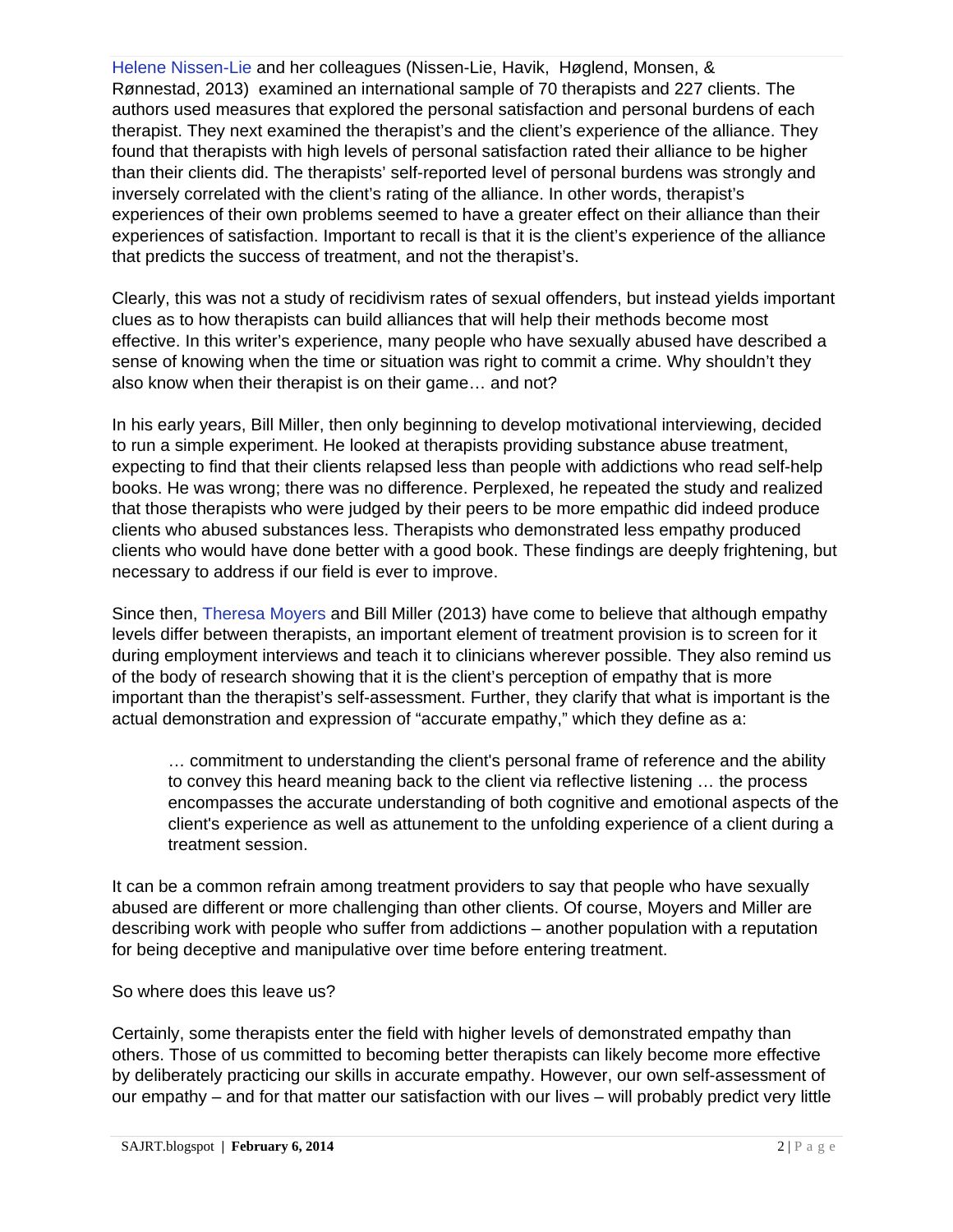Helene Nissen-Lie and her colleagues (Nissen-Lie, Havik, Høglend, Monsen, & Rønnestad, 2013) examined an international sample of 70 therapists and 227 clients. The authors used measures that explored the personal satisfaction and personal burdens of each therapist. They next examined the therapist's and the client's experience of the alliance. They found that therapists with high levels of personal satisfaction rated their alliance to be higher than their clients did. The therapists' self-reported level of personal burdens was strongly and inversely correlated with the client's rating of the alliance. In other words, therapist's experiences of their own problems seemed to have a greater effect on their alliance than their experiences of satisfaction. Important to recall is that it is the client's experience of the alliance that predicts the success of treatment, and not the therapist's.

Clearly, this was not a study of recidivism rates of sexual offenders, but instead yields important clues as to how therapists can build alliances that will help their methods become most effective. In this writer's experience, many people who have sexually abused have described a sense of knowing when the time or situation was right to commit a crime. Why shouldn't they also know when their therapist is on their game… and not?

In his early years, Bill Miller, then only beginning to develop motivational interviewing, decided to run a simple experiment. He looked at therapists providing substance abuse treatment, expecting to find that their clients relapsed less than people with addictions who read self-help books. He was wrong; there was no difference. Perplexed, he repeated the study and realized that those therapists who were judged by their peers to be more empathic did indeed produce clients who abused substances less. Therapists who demonstrated less empathy produced clients who would have done better with a good book. These findings are deeply frightening, but necessary to address if our field is ever to improve.

Since then, Theresa Moyers and Bill Miller (2013) have come to believe that although empathy levels differ between therapists, an important element of treatment provision is to screen for it during employment interviews and teach it to clinicians wherever possible. They also remind us of the body of research showing that it is the client's perception of empathy that is more important than the therapist's self-assessment. Further, they clarify that what is important is the actual demonstration and expression of "accurate empathy," which they define as a:

> … commitment to understanding the client's personal frame of reference and the ability to convey this heard meaning back to the client via reflective listening … the process encompasses the accurate understanding of both cognitive and emotional aspects of the client's experience as well as attunement to the unfolding experience of a client during a treatment session.

It can be a common refrain among treatment providers to say that people who have sexually abused are different or more challenging than other clients. Of course, Moyers and Miller are describing work with people who suffer from addictions – another population with a reputation for being deceptive and manipulative over time before entering treatment.

So where does this leave us?

Certainly, some therapists enter the field with higher levels of demonstrated empathy than others. Those of us committed to becoming better therapists can likely become more effective by deliberately practicing our skills in accurate empathy. However, our own self-assessment of our empathy – and for that matter our satisfaction with our lives – will probably predict very little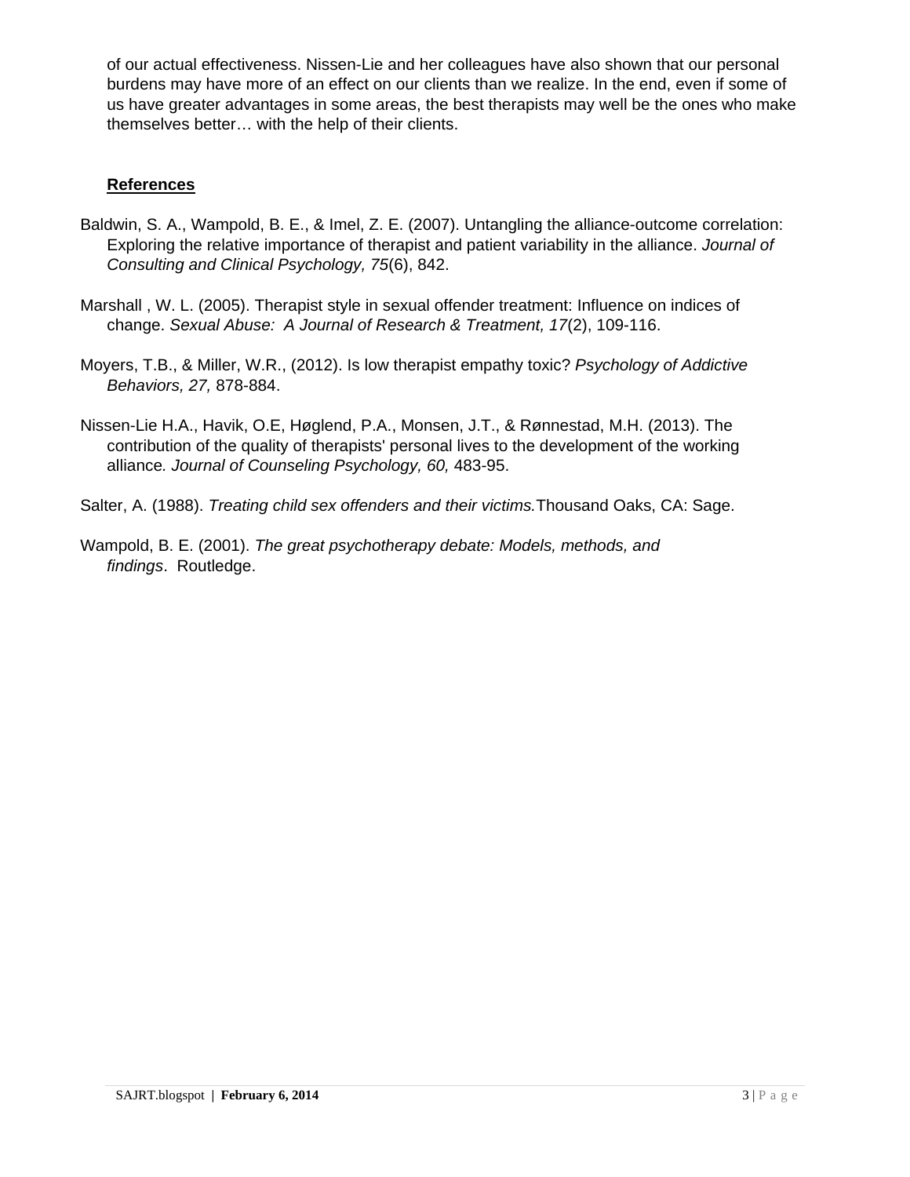of our actual effectiveness. Nissen-Lie and her colleagues have also shown that our personal burdens may have more of an effect on our clients than we realize. In the end, even if some of us have greater advantages in some areas, the best therapists may well be the ones who make themselves better… with the help of their clients.

## References

Baldwin, S. A., Wampold, B. E., & Imel, Z. E. (2007). Untangling the alliance-outcome correlation: Exploring the relative importance of therapist and patient variability in the alliance. *Journal of Consulting and Clinical Psychology, 75*(6), 842.

Marshall , W. L. (2005). Therapist style in sexual offender treatment: Influence on indices of change. *Sexual Abuse: A Journal of Research & Treatment, 17*(2), 109-116.

Moyers, T.B., & Miller, W.R., (2012). Is low therapist empathy toxic? *Psychology of Addictive Behaviors, 27,* 878-884.

Nissen-Lie H.A., Havik, O.E, Høglend, P.A., Monsen, J.T., & Rønnestad, M.H. (2013). The contribution of the quality of therapists' personal lives to the development of the working alliance*. Journal of Counseling Psychology, 60,* 483-95.

Salter, A. (1988). *Treating child sex offenders and their victims.*Thousand Oaks, CA: Sage.

Wampold, B. E. (2001). *The great psychotherapy debate: Models, methods, and findings*. Routledge.